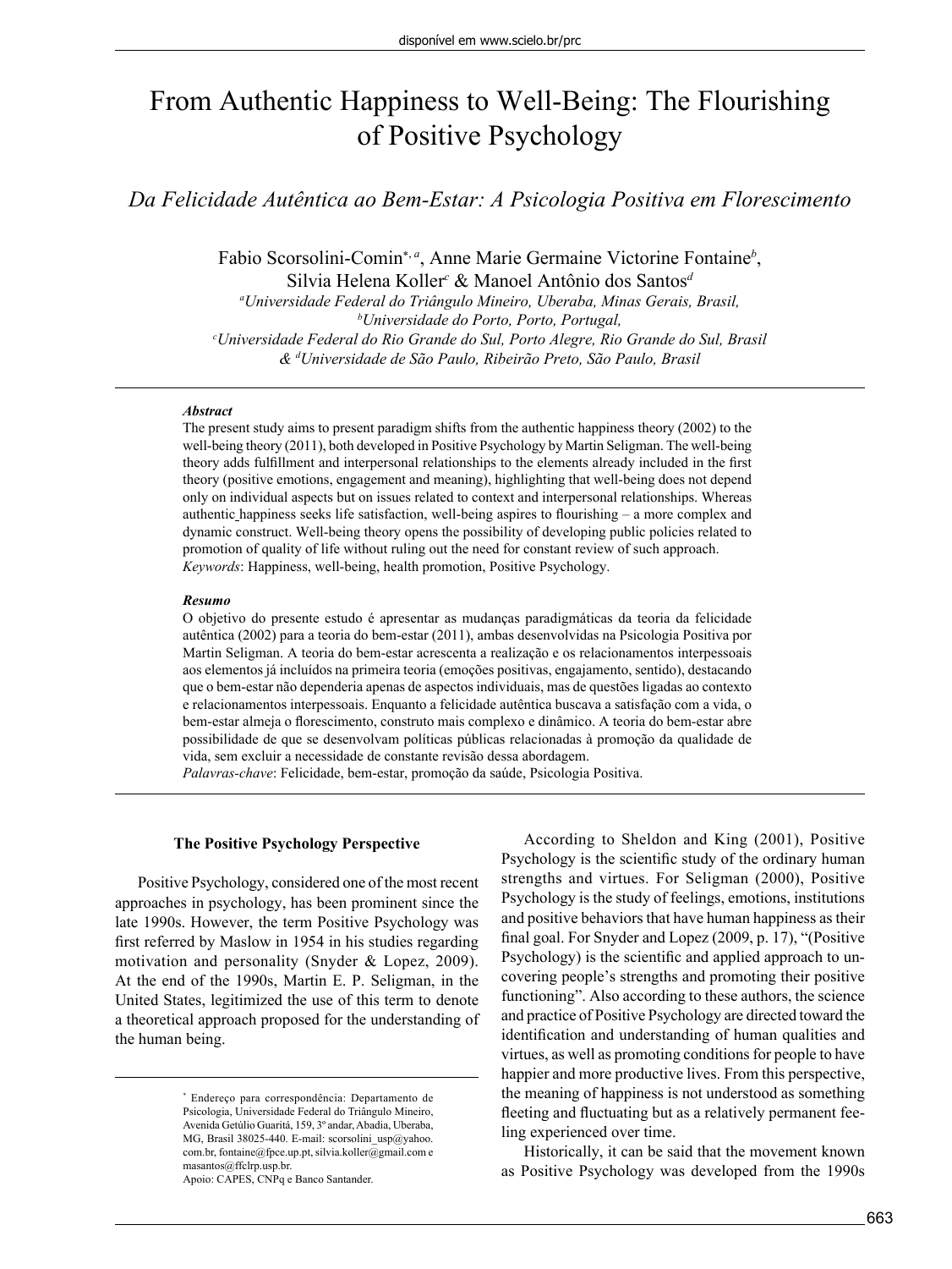# From Authentic Happiness to Well-Being: The Flourishing of Positive Psychology

*Da Felicidade Autêntica ao Bem-Estar: A Psicologia Positiva em Florescimento*

Fabio Scorsolini-Comin[*, a], Anne Marie Germaine Victorine Fontaine[b], Silvia Helena Koller[c] & Manoel Antônio dos Santos[d]

[a]*Universidade Federal do Triângulo Mineiro, Uberaba, Minas Gerais, Brasil,*
[b]*Universidade do Porto, Porto, Portugal,*
[c]*Universidade Federal do Rio Grande do Sul, Porto Alegre, Rio Grande do Sul, Brasil*
*&* [d]*Universidade de São Paulo, Ribeirão Preto, São Paulo, Brasil*

***Abstract***

The present study aims to present paradigm shifts from the authentic happiness theory (2002) to the well-being theory (2011), both developed in Positive Psychology by Martin Seligman. The well-being theory adds fulfillment and interpersonal relationships to the elements already included in the first theory (positive emotions, engagement and meaning), highlighting that well-being does not depend only on individual aspects but on issues related to context and interpersonal relationships. Whereas authentic happiness seeks life satisfaction, well-being aspires to flourishing – a more complex and dynamic construct. Well-being theory opens the possibility of developing public policies related to promotion of quality of life without ruling out the need for constant review of such approach.
*Keywords*: Happiness, well-being, health promotion, Positive Psychology.

***Resumo***

O objetivo do presente estudo é apresentar as mudanças paradigmáticas da teoria da felicidade autêntica (2002) para a teoria do bem-estar (2011), ambas desenvolvidas na Psicologia Positiva por Martin Seligman. A teoria do bem-estar acrescenta a realização e os relacionamentos interpessoais aos elementos já incluídos na primeira teoria (emoções positivas, engajamento, sentido), destacando que o bem-estar não dependeria apenas de aspectos individuais, mas de questões ligadas ao contexto e relacionamentos interpessoais. Enquanto a felicidade autêntica buscava a satisfação com a vida, o bem-estar almeja o florescimento, construto mais complexo e dinâmico. A teoria do bem-estar abre possibilidade de que se desenvolvam políticas públicas relacionadas à promoção da qualidade de vida, sem excluir a necessidade de constante revisão dessa abordagem.
*Palavras-chave*: Felicidade, bem-estar, promoção da saúde, Psicologia Positiva.

## The Positive Psychology Perspective

Positive Psychology, considered one of the most recent approaches in psychology, has been prominent since the late 1990s. However, the term Positive Psychology was first referred by Maslow in 1954 in his studies regarding motivation and personality (Snyder & Lopez, 2009). At the end of the 1990s, Martin E. P. Seligman, in the United States, legitimized the use of this term to denote a theoretical approach proposed for the understanding of the human being.

According to Sheldon and King (2001), Positive Psychology is the scientific study of the ordinary human strengths and virtues. For Seligman (2000), Positive Psychology is the study of feelings, emotions, institutions and positive behaviors that have human happiness as their final goal. For Snyder and Lopez (2009, p. 17), "(Positive Psychology) is the scientific and applied approach to uncovering people's strengths and promoting their positive functioning". Also according to these authors, the science and practice of Positive Psychology are directed toward the identification and understanding of human qualities and virtues, as well as promoting conditions for people to have happier and more productive lives. From this perspective, the meaning of happiness is not understood as something fleeting and fluctuating but as a relatively permanent feeling experienced over time.

Historically, it can be said that the movement known as Positive Psychology was developed from the 1990s

---

[*] Endereço para correspondência: Departamento de Psicologia, Universidade Federal do Triângulo Mineiro, Avenida Getúlio Guaritá, 159, 3º andar, Abadia, Uberaba, MG, Brasil 38025-440. E-mail: scorsolini_usp@yahoo.com.br, fontaine@fpce.up.pt, silvia.koller@gmail.com e masantos@ffclrp.usp.br.
Apoio: CAPES, CNPq e Banco Santander.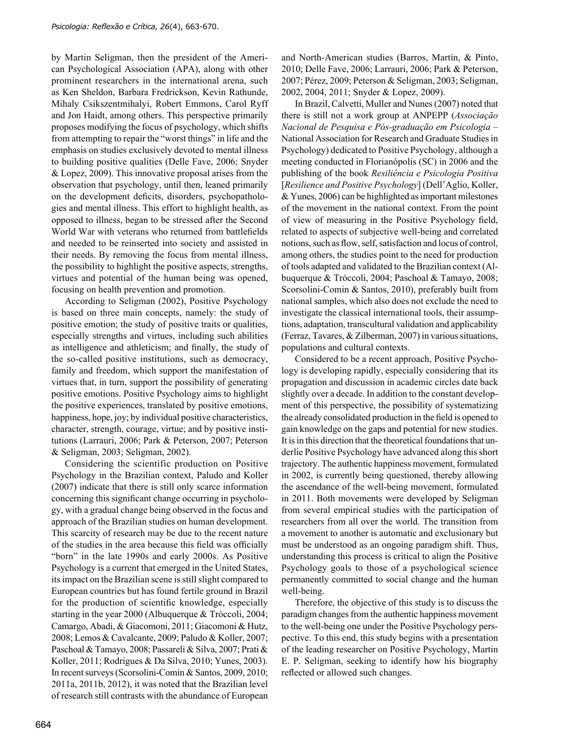by Martin Seligman, then the president of the American Psychological Association (APA), along with other prominent researchers in the international arena, such as Ken Sheldon, Barbara Fredrickson, Kevin Rathunde, Mihaly Csikszentmihalyi, Robert Emmons, Carol Ryff and Jon Haidt, among others. This perspective primarily proposes modifying the focus of psychology, which shifts from attempting to repair the "worst things" in life and the emphasis on studies exclusively devoted to mental illness to building positive qualities (Delle Fave, 2006; Snyder & Lopez, 2009). This innovative proposal arises from the observation that psychology, until then, leaned primarily on the development deficits, disorders, psychopathologies and mental illness. This effort to highlight health, as opposed to illness, began to be stressed after the Second World War with veterans who returned from battlefields and needed to be reinserted into society and assisted in their needs. By removing the focus from mental illness, the possibility to highlight the positive aspects, strengths, virtues and potential of the human being was opened, focusing on health prevention and promotion.

According to Seligman (2002), Positive Psychology is based on three main concepts, namely: the study of positive emotion; the study of positive traits or qualities, especially strengths and virtues, including such abilities as intelligence and athleticism; and finally, the study of the so-called positive institutions, such as democracy, family and freedom, which support the manifestation of virtues that, in turn, support the possibility of generating positive emotions. Positive Psychology aims to highlight the positive experiences, translated by positive emotions, happiness, hope, joy; by individual positive characteristics, character, strength, courage, virtue; and by positive institutions (Larrauri, 2006; Park & Peterson, 2007; Peterson & Seligman, 2003; Seligman, 2002).

Considering the scientific production on Positive Psychology in the Brazilian context, Paludo and Koller (2007) indicate that there is still only scarce information concerning this significant change occurring in psychology, with a gradual change being observed in the focus and approach of the Brazilian studies on human development. This scarcity of research may be due to the recent nature of the studies in the area because this field was officially "born" in the late 1990s and early 2000s. As Positive Psychology is a current that emerged in the United States, its impact on the Brazilian scene is still slight compared to European countries but has found fertile ground in Brazil for the production of scientific knowledge, especially starting in the year 2000 (Albuquerque & Tróccoli, 2004; Camargo, Abadi, & Giacomoni, 2011; Giacomoni & Hutz, 2008; Lemos & Cavalcante, 2009; Paludo & Koller, 2007; Paschoal & Tamayo, 2008; Passareli & Silva, 2007; Prati & Koller, 2011; Rodrigues & Da Silva, 2010; Yunes, 2003). In recent surveys (Scorsolini-Comin & Santos, 2009, 2010; 2011a, 2011b, 2012), it was noted that the Brazilian level of research still contrasts with the abundance of European and North-American studies (Barros, Martín, & Pinto, 2010; Delle Fave, 2006; Larrauri, 2006; Park & Peterson, 2007; Pérez, 2009; Peterson & Seligman, 2003; Seligman, 2002, 2004, 2011; Snyder & Lopez, 2009).

In Brazil, Calvetti, Muller and Nunes (2007) noted that there is still not a work group at ANPEPP (*Associação Nacional de Pesquisa e Pós-graduação em Psicologia* – National Association for Research and Graduate Studies in Psychology) dedicated to Positive Psychology, although a meeting conducted in Florianópolis (SC) in 2006 and the publishing of the book *Resiliência e Psicologia Positiva* [*Resilience and Positive Psychology*] (Dell'Aglio, Koller, & Yunes, 2006) can be highlighted as important milestones of the movement in the national context. From the point of view of measuring in the Positive Psychology field, related to aspects of subjective well-being and correlated notions, such as flow, self, satisfaction and locus of control, among others, the studies point to the need for production of tools adapted and validated to the Brazilian context (Albuquerque & Tróccoli, 2004; Paschoal & Tamayo, 2008; Scorsolini-Comin & Santos, 2010), preferably built from national samples, which also does not exclude the need to investigate the classical international tools, their assumptions, adaptation, transcultural validation and applicability (Ferraz, Tavares, & Zilberman, 2007) in various situations, populations and cultural contexts.

Considered to be a recent approach, Positive Psychology is developing rapidly, especially considering that its propagation and discussion in academic circles date back slightly over a decade. In addition to the constant development of this perspective, the possibility of systematizing the already consolidated production in the field is opened to gain knowledge on the gaps and potential for new studies. It is in this direction that the theoretical foundations that underlie Positive Psychology have advanced along this short trajectory. The authentic happiness movement, formulated in 2002, is currently being questioned, thereby allowing the ascendance of the well-being movement, formulated in 2011. Both movements were developed by Seligman from several empirical studies with the participation of researchers from all over the world. The transition from a movement to another is automatic and exclusionary but must be understood as an ongoing paradigm shift. Thus, understanding this process is critical to align the Positive Psychology goals to those of a psychological science permanently committed to social change and the human well-being.

Therefore, the objective of this study is to discuss the paradigm changes from the authentic happiness movement to the well-being one under the Positive Psychology perspective. To this end, this study begins with a presentation of the leading researcher on Positive Psychology, Martin E. P. Seligman, seeking to identify how his biography reflected or allowed such changes.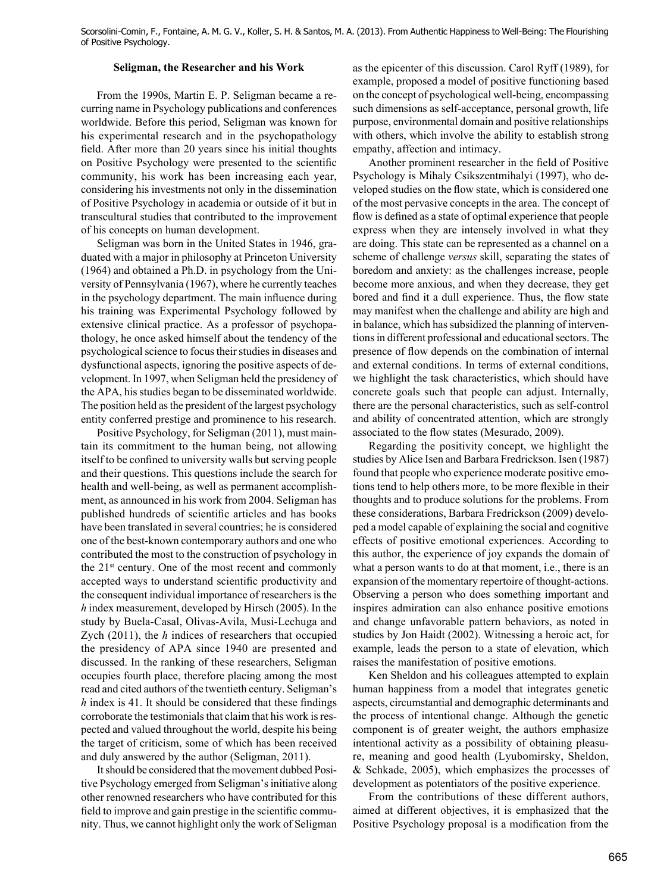### Seligman, the Researcher and his Work

From the 1990s, Martin E. P. Seligman became a recurring name in Psychology publications and conferences worldwide. Before this period, Seligman was known for his experimental research and in the psychopathology field. After more than 20 years since his initial thoughts on Positive Psychology were presented to the scientific community, his work has been increasing each year, considering his investments not only in the dissemination of Positive Psychology in academia or outside of it but in transcultural studies that contributed to the improvement of his concepts on human development.

Seligman was born in the United States in 1946, graduated with a major in philosophy at Princeton University (1964) and obtained a Ph.D. in psychology from the University of Pennsylvania (1967), where he currently teaches in the psychology department. The main influence during his training was Experimental Psychology followed by extensive clinical practice. As a professor of psychopathology, he once asked himself about the tendency of the psychological science to focus their studies in diseases and dysfunctional aspects, ignoring the positive aspects of development. In 1997, when Seligman held the presidency of the APA, his studies began to be disseminated worldwide. The position held as the president of the largest psychology entity conferred prestige and prominence to his research.

Positive Psychology, for Seligman (2011), must maintain its commitment to the human being, not allowing itself to be confined to university walls but serving people and their questions. This questions include the search for health and well-being, as well as permanent accomplishment, as announced in his work from 2004. Seligman has published hundreds of scientific articles and has books have been translated in several countries; he is considered one of the best-known contemporary authors and one who contributed the most to the construction of psychology in the 21st century. One of the most recent and commonly accepted ways to understand scientific productivity and the consequent individual importance of researchers is the *h* index measurement, developed by Hirsch (2005). In the study by Buela-Casal, Olivas-Avila, Musi-Lechuga and Zych (2011), the *h* indices of researchers that occupied the presidency of APA since 1940 are presented and discussed. In the ranking of these researchers, Seligman occupies fourth place, therefore placing among the most read and cited authors of the twentieth century. Seligman's *h* index is 41. It should be considered that these findings corroborate the testimonials that claim that his work is respected and valued throughout the world, despite his being the target of criticism, some of which has been received and duly answered by the author (Seligman, 2011).

It should be considered that the movement dubbed Positive Psychology emerged from Seligman's initiative along other renowned researchers who have contributed for this field to improve and gain prestige in the scientific community. Thus, we cannot highlight only the work of Seligman as the epicenter of this discussion. Carol Ryff (1989), for example, proposed a model of positive functioning based on the concept of psychological well-being, encompassing such dimensions as self-acceptance, personal growth, life purpose, environmental domain and positive relationships with others, which involve the ability to establish strong empathy, affection and intimacy.

Another prominent researcher in the field of Positive Psychology is Mihaly Csikszentmihalyi (1997), who developed studies on the flow state, which is considered one of the most pervasive concepts in the area. The concept of flow is defined as a state of optimal experience that people express when they are intensely involved in what they are doing. This state can be represented as a channel on a scheme of challenge *versus* skill, separating the states of boredom and anxiety: as the challenges increase, people become more anxious, and when they decrease, they get bored and find it a dull experience. Thus, the flow state may manifest when the challenge and ability are high and in balance, which has subsidized the planning of interventions in different professional and educational sectors. The presence of flow depends on the combination of internal and external conditions. In terms of external conditions, we highlight the task characteristics, which should have concrete goals such that people can adjust. Internally, there are the personal characteristics, such as self-control and ability of concentrated attention, which are strongly associated to the flow states (Mesurado, 2009).

Regarding the positivity concept, we highlight the studies by Alice Isen and Barbara Fredrickson. Isen (1987) found that people who experience moderate positive emotions tend to help others more, to be more flexible in their thoughts and to produce solutions for the problems. From these considerations, Barbara Fredrickson (2009) developed a model capable of explaining the social and cognitive effects of positive emotional experiences. According to this author, the experience of joy expands the domain of what a person wants to do at that moment, i.e., there is an expansion of the momentary repertoire of thought-actions. Observing a person who does something important and inspires admiration can also enhance positive emotions and change unfavorable pattern behaviors, as noted in studies by Jon Haidt (2002). Witnessing a heroic act, for example, leads the person to a state of elevation, which raises the manifestation of positive emotions.

Ken Sheldon and his colleagues attempted to explain human happiness from a model that integrates genetic aspects, circumstantial and demographic determinants and the process of intentional change. Although the genetic component is of greater weight, the authors emphasize intentional activity as a possibility of obtaining pleasure, meaning and good health (Lyubomirsky, Sheldon, & Schkade, 2005), which emphasizes the processes of development as potentiators of the positive experience.

From the contributions of these different authors, aimed at different objectives, it is emphasized that the Positive Psychology proposal is a modification from the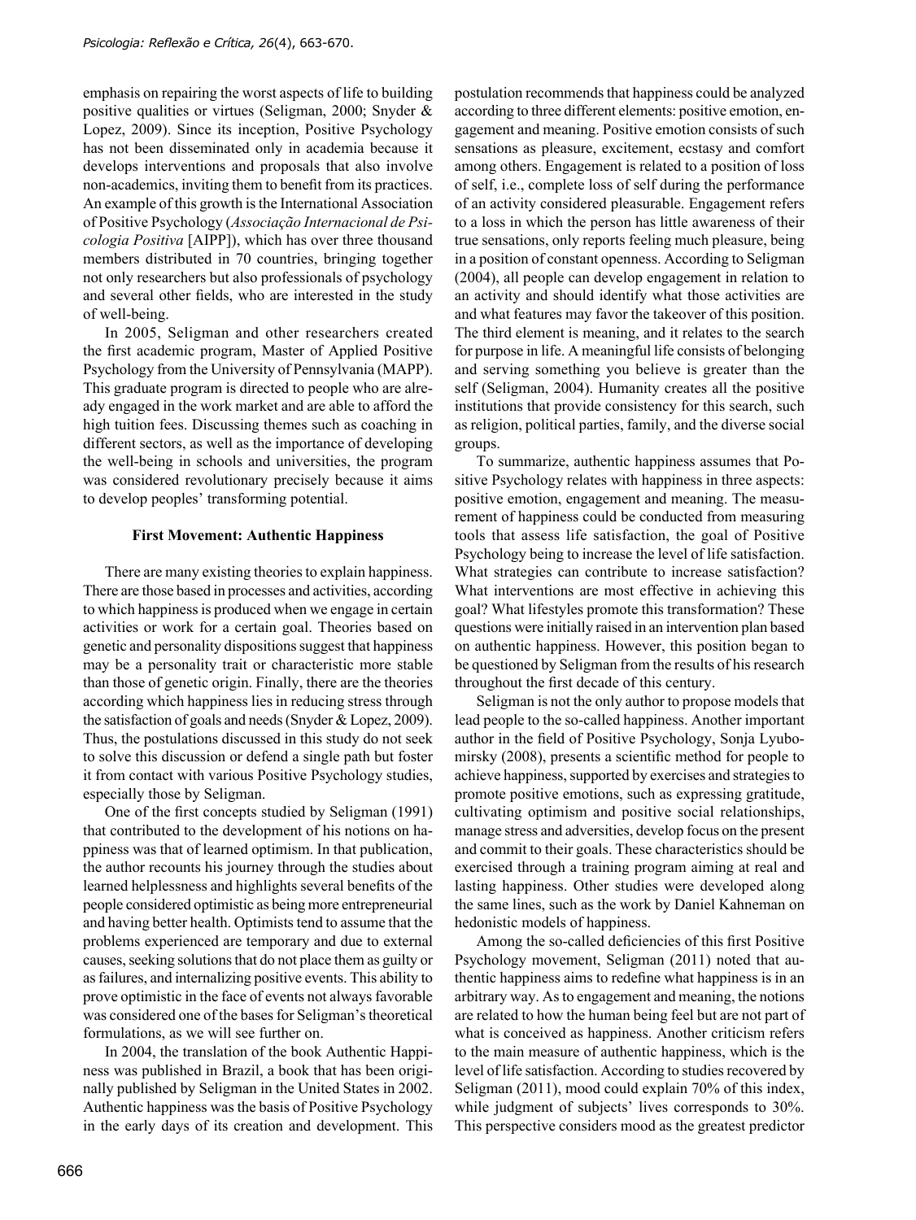emphasis on repairing the worst aspects of life to building positive qualities or virtues (Seligman, 2000; Snyder & Lopez, 2009). Since its inception, Positive Psychology has not been disseminated only in academia because it develops interventions and proposals that also involve non-academics, inviting them to benefit from its practices. An example of this growth is the International Association of Positive Psychology (*Associação Internacional de Psicologia Positiva* [AIPP]), which has over three thousand members distributed in 70 countries, bringing together not only researchers but also professionals of psychology and several other fields, who are interested in the study of well-being.

In 2005, Seligman and other researchers created the first academic program, Master of Applied Positive Psychology from the University of Pennsylvania (MAPP). This graduate program is directed to people who are already engaged in the work market and are able to afford the high tuition fees. Discussing themes such as coaching in different sectors, as well as the importance of developing the well-being in schools and universities, the program was considered revolutionary precisely because it aims to develop peoples' transforming potential.

### First Movement: Authentic Happiness

There are many existing theories to explain happiness. There are those based in processes and activities, according to which happiness is produced when we engage in certain activities or work for a certain goal. Theories based on genetic and personality dispositions suggest that happiness may be a personality trait or characteristic more stable than those of genetic origin. Finally, there are the theories according which happiness lies in reducing stress through the satisfaction of goals and needs (Snyder & Lopez, 2009). Thus, the postulations discussed in this study do not seek to solve this discussion or defend a single path but foster it from contact with various Positive Psychology studies, especially those by Seligman.

One of the first concepts studied by Seligman (1991) that contributed to the development of his notions on happiness was that of learned optimism. In that publication, the author recounts his journey through the studies about learned helplessness and highlights several benefits of the people considered optimistic as being more entrepreneurial and having better health. Optimists tend to assume that the problems experienced are temporary and due to external causes, seeking solutions that do not place them as guilty or as failures, and internalizing positive events. This ability to prove optimistic in the face of events not always favorable was considered one of the bases for Seligman's theoretical formulations, as we will see further on.

In 2004, the translation of the book Authentic Happiness was published in Brazil, a book that has been originally published by Seligman in the United States in 2002. Authentic happiness was the basis of Positive Psychology in the early days of its creation and development. This postulation recommends that happiness could be analyzed according to three different elements: positive emotion, engagement and meaning. Positive emotion consists of such sensations as pleasure, excitement, ecstasy and comfort among others. Engagement is related to a position of loss of self, i.e., complete loss of self during the performance of an activity considered pleasurable. Engagement refers to a loss in which the person has little awareness of their true sensations, only reports feeling much pleasure, being in a position of constant openness. According to Seligman (2004), all people can develop engagement in relation to an activity and should identify what those activities are and what features may favor the takeover of this position. The third element is meaning, and it relates to the search for purpose in life. A meaningful life consists of belonging and serving something you believe is greater than the self (Seligman, 2004). Humanity creates all the positive institutions that provide consistency for this search, such as religion, political parties, family, and the diverse social groups.

To summarize, authentic happiness assumes that Positive Psychology relates with happiness in three aspects: positive emotion, engagement and meaning. The measurement of happiness could be conducted from measuring tools that assess life satisfaction, the goal of Positive Psychology being to increase the level of life satisfaction. What strategies can contribute to increase satisfaction? What interventions are most effective in achieving this goal? What lifestyles promote this transformation? These questions were initially raised in an intervention plan based on authentic happiness. However, this position began to be questioned by Seligman from the results of his research throughout the first decade of this century.

Seligman is not the only author to propose models that lead people to the so-called happiness. Another important author in the field of Positive Psychology, Sonja Lyubomirsky (2008), presents a scientific method for people to achieve happiness, supported by exercises and strategies to promote positive emotions, such as expressing gratitude, cultivating optimism and positive social relationships, manage stress and adversities, develop focus on the present and commit to their goals. These characteristics should be exercised through a training program aiming at real and lasting happiness. Other studies were developed along the same lines, such as the work by Daniel Kahneman on hedonistic models of happiness.

Among the so-called deficiencies of this first Positive Psychology movement, Seligman (2011) noted that authentic happiness aims to redefine what happiness is in an arbitrary way. As to engagement and meaning, the notions are related to how the human being feel but are not part of what is conceived as happiness. Another criticism refers to the main measure of authentic happiness, which is the level of life satisfaction. According to studies recovered by Seligman (2011), mood could explain 70% of this index, while judgment of subjects' lives corresponds to 30%. This perspective considers mood as the greatest predictor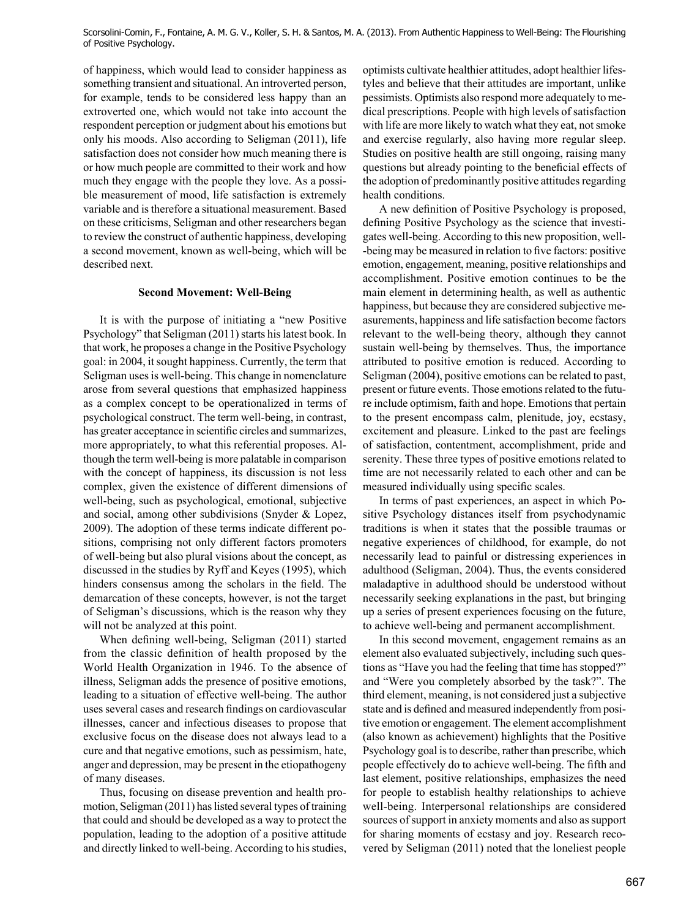of happiness, which would lead to consider happiness as something transient and situational. An introverted person, for example, tends to be considered less happy than an extroverted one, which would not take into account the respondent perception or judgment about his emotions but only his moods. Also according to Seligman (2011), life satisfaction does not consider how much meaning there is or how much people are committed to their work and how much they engage with the people they love. As a possible measurement of mood, life satisfaction is extremely variable and is therefore a situational measurement. Based on these criticisms, Seligman and other researchers began to review the construct of authentic happiness, developing a second movement, known as well-being, which will be described next.

## Second Movement: Well-Being

It is with the purpose of initiating a "new Positive Psychology" that Seligman (2011) starts his latest book. In that work, he proposes a change in the Positive Psychology goal: in 2004, it sought happiness. Currently, the term that Seligman uses is well-being. This change in nomenclature arose from several questions that emphasized happiness as a complex concept to be operationalized in terms of psychological construct. The term well-being, in contrast, has greater acceptance in scientific circles and summarizes, more appropriately, to what this referential proposes. Although the term well-being is more palatable in comparison with the concept of happiness, its discussion is not less complex, given the existence of different dimensions of well-being, such as psychological, emotional, subjective and social, among other subdivisions (Snyder & Lopez, 2009). The adoption of these terms indicate different positions, comprising not only different factors promoters of well-being but also plural visions about the concept, as discussed in the studies by Ryff and Keyes (1995), which hinders consensus among the scholars in the field. The demarcation of these concepts, however, is not the target of Seligman's discussions, which is the reason why they will not be analyzed at this point.

When defining well-being, Seligman (2011) started from the classic definition of health proposed by the World Health Organization in 1946. To the absence of illness, Seligman adds the presence of positive emotions, leading to a situation of effective well-being. The author uses several cases and research findings on cardiovascular illnesses, cancer and infectious diseases to propose that exclusive focus on the disease does not always lead to a cure and that negative emotions, such as pessimism, hate, anger and depression, may be present in the etiopathogeny of many diseases.

Thus, focusing on disease prevention and health promotion, Seligman (2011) has listed several types of training that could and should be developed as a way to protect the population, leading to the adoption of a positive attitude and directly linked to well-being. According to his studies, optimists cultivate healthier attitudes, adopt healthier lifestyles and believe that their attitudes are important, unlike pessimists. Optimists also respond more adequately to medical prescriptions. People with high levels of satisfaction with life are more likely to watch what they eat, not smoke and exercise regularly, also having more regular sleep. Studies on positive health are still ongoing, raising many questions but already pointing to the beneficial effects of the adoption of predominantly positive attitudes regarding health conditions.

A new definition of Positive Psychology is proposed, defining Positive Psychology as the science that investigates well-being. According to this new proposition, well-being may be measured in relation to five factors: positive emotion, engagement, meaning, positive relationships and accomplishment. Positive emotion continues to be the main element in determining health, as well as authentic happiness, but because they are considered subjective measurements, happiness and life satisfaction become factors relevant to the well-being theory, although they cannot sustain well-being by themselves. Thus, the importance attributed to positive emotion is reduced. According to Seligman (2004), positive emotions can be related to past, present or future events. Those emotions related to the future include optimism, faith and hope. Emotions that pertain to the present encompass calm, plenitude, joy, ecstasy, excitement and pleasure. Linked to the past are feelings of satisfaction, contentment, accomplishment, pride and serenity. These three types of positive emotions related to time are not necessarily related to each other and can be measured individually using specific scales.

In terms of past experiences, an aspect in which Positive Psychology distances itself from psychodynamic traditions is when it states that the possible traumas or negative experiences of childhood, for example, do not necessarily lead to painful or distressing experiences in adulthood (Seligman, 2004). Thus, the events considered maladaptive in adulthood should be understood without necessarily seeking explanations in the past, but bringing up a series of present experiences focusing on the future, to achieve well-being and permanent accomplishment.

In this second movement, engagement remains as an element also evaluated subjectively, including such questions as "Have you had the feeling that time has stopped?" and "Were you completely absorbed by the task?". The third element, meaning, is not considered just a subjective state and is defined and measured independently from positive emotion or engagement. The element accomplishment (also known as achievement) highlights that the Positive Psychology goal is to describe, rather than prescribe, which people effectively do to achieve well-being. The fifth and last element, positive relationships, emphasizes the need for people to establish healthy relationships to achieve well-being. Interpersonal relationships are considered sources of support in anxiety moments and also as support for sharing moments of ecstasy and joy. Research recovered by Seligman (2011) noted that the loneliest people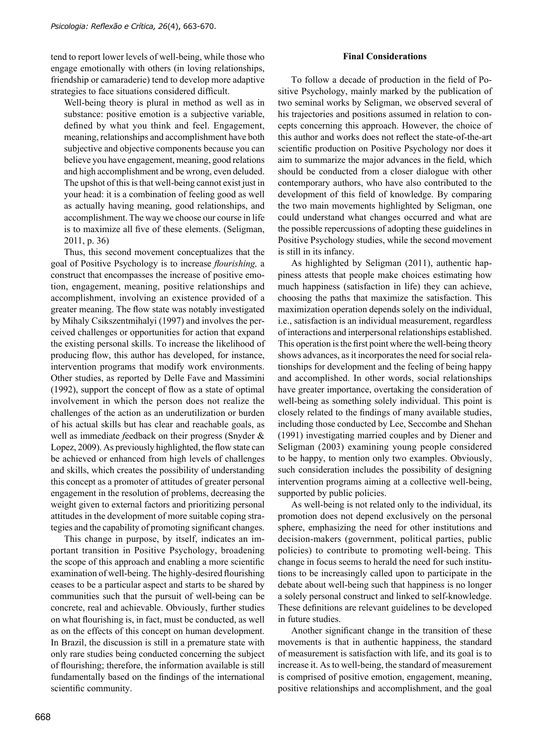tend to report lower levels of well-being, while those who engage emotionally with others (in loving relationships, friendship or camaraderie) tend to develop more adaptive strategies to face situations considered difficult.

> Well-being theory is plural in method as well as in substance: positive emotion is a subjective variable, defined by what you think and feel. Engagement, meaning, relationships and accomplishment have both subjective and objective components because you can believe you have engagement, meaning, good relations and high accomplishment and be wrong, even deluded. The upshot of this is that well-being cannot exist just in your head: it is a combination of feeling good as well as actually having meaning, good relationships, and accomplishment. The way we choose our course in life is to maximize all five of these elements. (Seligman, 2011, p. 36)

Thus, this second movement conceptualizes that the goal of Positive Psychology is to increase *flourishing,* a construct that encompasses the increase of positive emotion, engagement, meaning, positive relationships and accomplishment, involving an existence provided of a greater meaning. The flow state was notably investigated by Mihaly Csikszentmihalyi (1997) and involves the perceived challenges or opportunities for action that expand the existing personal skills. To increase the likelihood of producing flow, this author has developed, for instance, intervention programs that modify work environments. Other studies, as reported by Delle Fave and Massimini (1992), support the concept of flow as a state of optimal involvement in which the person does not realize the challenges of the action as an underutilization or burden of his actual skills but has clear and reachable goals, as well as immediate *f*eedback on their progress (Snyder & Lopez, 2009). As previously highlighted, the flow state can be achieved or enhanced from high levels of challenges and skills, which creates the possibility of understanding this concept as a promoter of attitudes of greater personal engagement in the resolution of problems, decreasing the weight given to external factors and prioritizing personal attitudes in the development of more suitable coping strategies and the capability of promoting significant changes.

This change in purpose, by itself, indicates an important transition in Positive Psychology, broadening the scope of this approach and enabling a more scientific examination of well-being. The highly-desired flourishing ceases to be a particular aspect and starts to be shared by communities such that the pursuit of well-being can be concrete, real and achievable. Obviously, further studies on what flourishing is, in fact, must be conducted, as well as on the effects of this concept on human development. In Brazil, the discussion is still in a premature state with only rare studies being conducted concerning the subject of flourishing; therefore, the information available is still fundamentally based on the findings of the international scientific community.

## Final Considerations

To follow a decade of production in the field of Positive Psychology, mainly marked by the publication of two seminal works by Seligman, we observed several of his trajectories and positions assumed in relation to concepts concerning this approach. However, the choice of this author and works does not reflect the state-of-the-art scientific production on Positive Psychology nor does it aim to summarize the major advances in the field, which should be conducted from a closer dialogue with other contemporary authors, who have also contributed to the development of this field of knowledge. By comparing the two main movements highlighted by Seligman, one could understand what changes occurred and what are the possible repercussions of adopting these guidelines in Positive Psychology studies, while the second movement is still in its infancy.

As highlighted by Seligman (2011), authentic happiness attests that people make choices estimating how much happiness (satisfaction in life) they can achieve, choosing the paths that maximize the satisfaction. This maximization operation depends solely on the individual, i.e., satisfaction is an individual measurement, regardless of interactions and interpersonal relationships established. This operation is the first point where the well-being theory shows advances, as it incorporates the need for social relationships for development and the feeling of being happy and accomplished. In other words, social relationships have greater importance, overtaking the consideration of well-being as something solely individual. This point is closely related to the findings of many available studies, including those conducted by Lee, Seccombe and Shehan (1991) investigating married couples and by Diener and Seligman (2003) examining young people considered to be happy, to mention only two examples. Obviously, such consideration includes the possibility of designing intervention programs aiming at a collective well-being, supported by public policies.

As well-being is not related only to the individual, its promotion does not depend exclusively on the personal sphere, emphasizing the need for other institutions and decision-makers (government, political parties, public policies) to contribute to promoting well-being. This change in focus seems to herald the need for such institutions to be increasingly called upon to participate in the debate about well-being such that happiness is no longer a solely personal construct and linked to self-knowledge. These definitions are relevant guidelines to be developed in future studies.

Another significant change in the transition of these movements is that in authentic happiness, the standard of measurement is satisfaction with life, and its goal is to increase it. As to well-being, the standard of measurement is comprised of positive emotion, engagement, meaning, positive relationships and accomplishment, and the goal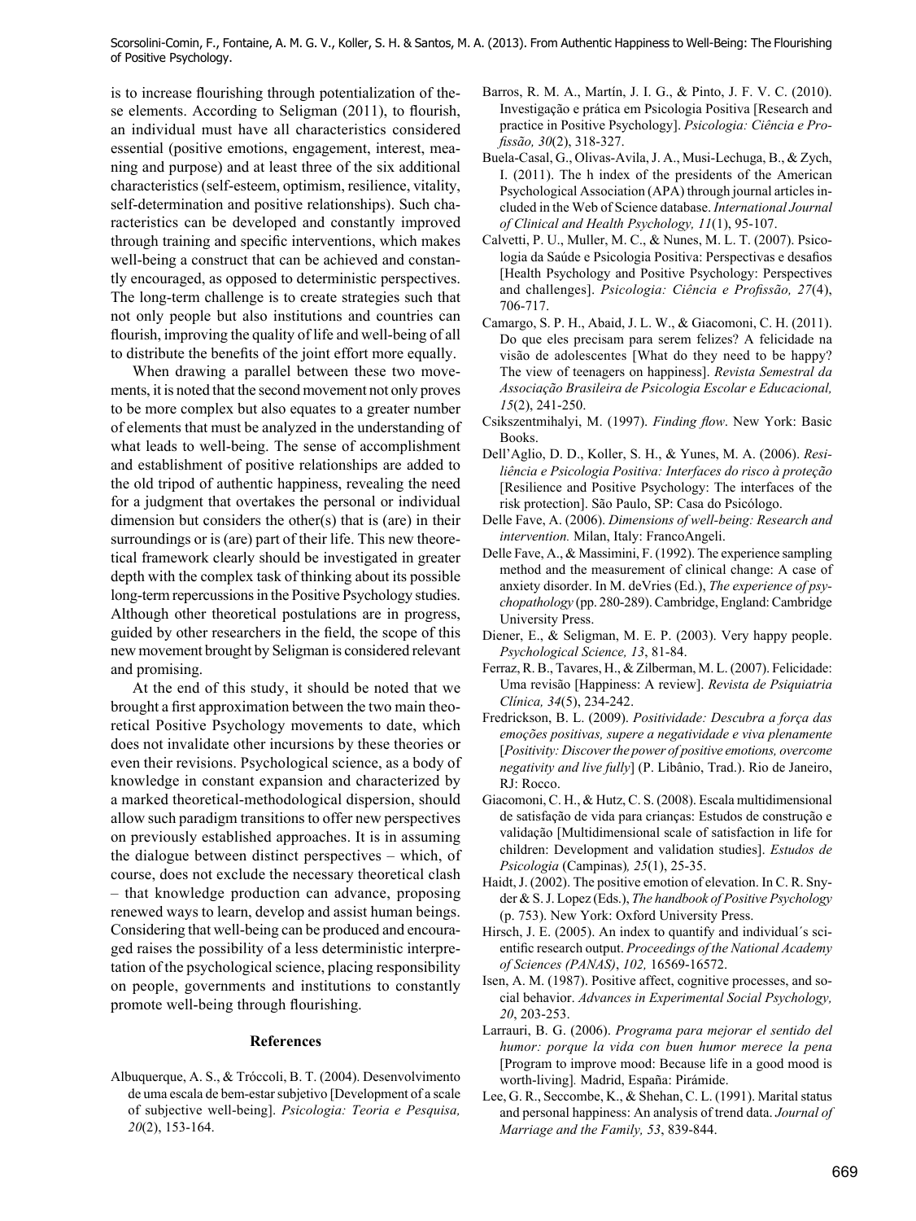is to increase flourishing through potentialization of these elements. According to Seligman (2011), to flourish, an individual must have all characteristics considered essential (positive emotions, engagement, interest, meaning and purpose) and at least three of the six additional characteristics (self-esteem, optimism, resilience, vitality, self-determination and positive relationships). Such characteristics can be developed and constantly improved through training and specific interventions, which makes well-being a construct that can be achieved and constantly encouraged, as opposed to deterministic perspectives. The long-term challenge is to create strategies such that not only people but also institutions and countries can flourish, improving the quality of life and well-being of all to distribute the benefits of the joint effort more equally.

When drawing a parallel between these two movements, it is noted that the second movement not only proves to be more complex but also equates to a greater number of elements that must be analyzed in the understanding of what leads to well-being. The sense of accomplishment and establishment of positive relationships are added to the old tripod of authentic happiness, revealing the need for a judgment that overtakes the personal or individual dimension but considers the other(s) that is (are) in their surroundings or is (are) part of their life. This new theoretical framework clearly should be investigated in greater depth with the complex task of thinking about its possible long-term repercussions in the Positive Psychology studies. Although other theoretical postulations are in progress, guided by other researchers in the field, the scope of this new movement brought by Seligman is considered relevant and promising.

At the end of this study, it should be noted that we brought a first approximation between the two main theoretical Positive Psychology movements to date, which does not invalidate other incursions by these theories or even their revisions. Psychological science, as a body of knowledge in constant expansion and characterized by a marked theoretical-methodological dispersion, should allow such paradigm transitions to offer new perspectives on previously established approaches. It is in assuming the dialogue between distinct perspectives – which, of course, does not exclude the necessary theoretical clash – that knowledge production can advance, proposing renewed ways to learn, develop and assist human beings. Considering that well-being can be produced and encouraged raises the possibility of a less deterministic interpretation of the psychological science, placing responsibility on people, governments and institutions to constantly promote well-being through flourishing.

## References

Albuquerque, A. S., & Tróccoli, B. T. (2004). Desenvolvimento de uma escala de bem-estar subjetivo [Development of a scale of subjective well-being]. *Psicologia: Teoria e Pesquisa, 20*(2), 153-164.

Barros, R. M. A., Martín, J. I. G., & Pinto, J. F. V. C. (2010). Investigação e prática em Psicologia Positiva [Research and practice in Positive Psychology]. *Psicologia: Ciência e Profissão, 30*(2), 318-327.

Buela-Casal, G., Olivas-Avila, J. A., Musi-Lechuga, B., & Zych, I. (2011). The h index of the presidents of the American Psychological Association (APA) through journal articles included in the Web of Science database. *International Journal of Clinical and Health Psychology, 11*(1), 95-107.

Calvetti, P. U., Muller, M. C., & Nunes, M. L. T. (2007). Psicologia da Saúde e Psicologia Positiva: Perspectivas e desafios [Health Psychology and Positive Psychology: Perspectives and challenges]. *Psicologia: Ciência e Profissão, 27*(4), 706-717.

Camargo, S. P. H., Abaid, J. L. W., & Giacomoni, C. H. (2011). Do que eles precisam para serem felizes? A felicidade na visão de adolescentes [What do they need to be happy? The view of teenagers on happiness]. *Revista Semestral da Associação Brasileira de Psicologia Escolar e Educacional, 15*(2), 241-250.

Csikszentmihalyi, M. (1997). *Finding flow*. New York: Basic Books.

Dell'Aglio, D. D., Koller, S. H., & Yunes, M. A. (2006). *Resiliência e Psicologia Positiva: Interfaces do risco à proteção* [Resilience and Positive Psychology: The interfaces of the risk protection]. São Paulo, SP: Casa do Psicólogo.

Delle Fave, A. (2006). *Dimensions of well-being: Research and intervention.* Milan, Italy: FrancoAngeli.

Delle Fave, A., & Massimini, F. (1992). The experience sampling method and the measurement of clinical change: A case of anxiety disorder. In M. deVries (Ed.), *The experience of psychopathology* (pp. 280-289). Cambridge, England: Cambridge University Press.

Diener, E., & Seligman, M. E. P. (2003). Very happy people. *Psychological Science, 13*, 81-84.

Ferraz, R. B., Tavares, H., & Zilberman, M. L. (2007). Felicidade: Uma revisão [Happiness: A review]. *Revista de Psiquiatria Clínica, 34*(5), 234-242.

Fredrickson, B. L. (2009). *Positividade: Descubra a força das emoções positivas, supere a negatividade e viva plenamente* [*Positivity: Discover the power of positive emotions, overcome negativity and live fully*] (P. Libânio, Trad.). Rio de Janeiro, RJ: Rocco.

Giacomoni, C. H., & Hutz, C. S. (2008). Escala multidimensional de satisfação de vida para crianças: Estudos de construção e validação [Multidimensional scale of satisfaction in life for children: Development and validation studies]. *Estudos de Psicologia* (Campinas)*, 25*(1), 25-35.

Haidt, J. (2002). The positive emotion of elevation. In C. R. Snyder & S. J. Lopez (Eds.), *The handbook of Positive Psychology* (p. 753). New York: Oxford University Press.

Hirsch, J. E. (2005). An index to quantify and individual´s scientific research output. *Proceedings of the National Academy of Sciences (PANAS)*, *102,* 16569-16572.

Isen, A. M. (1987). Positive affect, cognitive processes, and social behavior. *Advances in Experimental Social Psychology, 20*, 203-253.

Larrauri, B. G. (2006). *Programa para mejorar el sentido del humor: porque la vida con buen humor merece la pena* [Program to improve mood: Because life in a good mood is worth-living]*.* Madrid, España: Pirámide.

Lee, G. R., Seccombe, K., & Shehan, C. L. (1991). Marital status and personal happiness: An analysis of trend data. *Journal of Marriage and the Family, 53*, 839-844.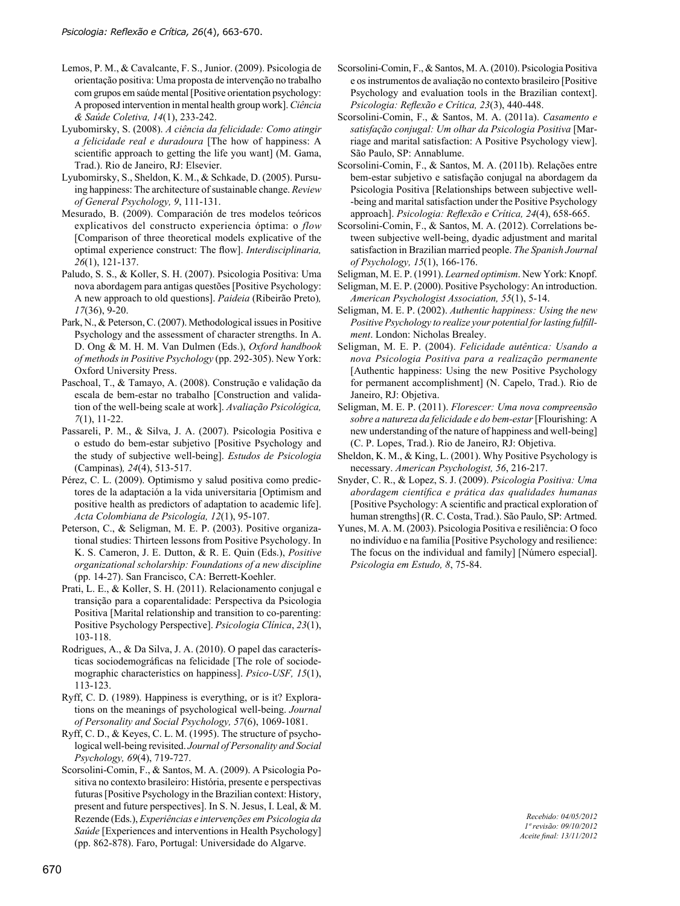Lemos, P. M., & Cavalcante, F. S., Junior. (2009). Psicologia de orientação positiva: Uma proposta de intervenção no trabalho com grupos em saúde mental [Positive orientation psychology: A proposed intervention in mental health group work]. *Ciência & Saúde Coletiva, 14*(1), 233-242.

Lyubomirsky, S. (2008). *A ciência da felicidade: Como atingir a felicidade real e duradoura* [The how of happiness: A scientific approach to getting the life you want] (M. Gama, Trad.). Rio de Janeiro, RJ: Elsevier.

Lyubomirsky, S., Sheldon, K. M., & Schkade, D. (2005). Pursuing happiness: The architecture of sustainable change. *Review of General Psychology, 9*, 111-131.

Mesurado, B. (2009). Comparación de tres modelos teóricos explicativos del constructo experiencia óptima: o *flow* [Comparison of three theoretical models explicative of the optimal experience construct: The flow]. *Interdisciplinaria, 26*(1), 121-137.

Paludo, S. S., & Koller, S. H. (2007). Psicologia Positiva: Uma nova abordagem para antigas questões [Positive Psychology: A new approach to old questions]. *Paideia* (Ribeirão Preto)*, 17*(36), 9-20.

Park, N., & Peterson, C. (2007). Methodological issues in Positive Psychology and the assessment of character strengths. In A. D. Ong & M. H. M. Van Dulmen (Eds.), *Oxford handbook of methods in Positive Psychology* (pp. 292-305). New York: Oxford University Press.

Paschoal, T., & Tamayo, A. (2008). Construção e validação da escala de bem-estar no trabalho [Construction and validation of the well-being scale at work]. *Avaliação Psicológica, 7*(1), 11-22.

Passareli, P. M., & Silva, J. A. (2007). Psicologia Positiva e o estudo do bem-estar subjetivo [Positive Psychology and the study of subjective well-being]. *Estudos de Psicologia* (Campinas)*, 24*(4), 513-517.

Pérez, C. L. (2009). Optimismo y salud positiva como predictores de la adaptación a la vida universitaria [Optimism and positive health as predictors of adaptation to academic life]. *Acta Colombiana de Psicología, 12*(1), 95-107.

Peterson, C., & Seligman, M. E. P. (2003). Positive organizational studies: Thirteen lessons from Positive Psychology. In K. S. Cameron, J. E. Dutton, & R. E. Quin (Eds.), *Positive organizational scholarship: Foundations of a new discipline* (pp. 14-27). San Francisco, CA: Berrett-Koehler.

Prati, L. E., & Koller, S. H. (2011). Relacionamento conjugal e transição para a coparentalidade: Perspectiva da Psicologia Positiva [Marital relationship and transition to co-parenting: Positive Psychology Perspective]. *Psicologia Clínica*, *23*(1), 103-118.

Rodrigues, A., & Da Silva, J. A. (2010). O papel das características sociodemográficas na felicidade [The role of sociodemographic characteristics on happiness]. *Psico-USF, 15*(1), 113-123.

Ryff, C. D. (1989). Happiness is everything, or is it? Explorations on the meanings of psychological well-being. *Journal of Personality and Social Psychology, 57*(6), 1069-1081.

Ryff, C. D., & Keyes, C. L. M. (1995). The structure of psychological well-being revisited. *Journal of Personality and Social Psychology, 69*(4), 719-727.

Scorsolini-Comin, F., & Santos, M. A. (2009). A Psicologia Positiva no contexto brasileiro: História, presente e perspectivas futuras [Positive Psychology in the Brazilian context: History, present and future perspectives]. In S. N. Jesus, I. Leal, & M. Rezende (Eds.), *Experiências e intervenções em Psicologia da Saúde* [Experiences and interventions in Health Psychology] (pp. 862-878). Faro, Portugal: Universidade do Algarve.

Scorsolini-Comin, F., & Santos, M. A. (2010). Psicologia Positiva e os instrumentos de avaliação no contexto brasileiro [Positive Psychology and evaluation tools in the Brazilian context]. *Psicologia: Reflexão e Crítica, 23*(3), 440-448.

Scorsolini-Comin, F., & Santos, M. A. (2011a). *Casamento e satisfação conjugal: Um olhar da Psicologia Positiva* [Marriage and marital satisfaction: A Positive Psychology view]. São Paulo, SP: Annablume.

Scorsolini-Comin, F., & Santos, M. A. (2011b). Relações entre bem-estar subjetivo e satisfação conjugal na abordagem da Psicologia Positiva [Relationships between subjective well-being and marital satisfaction under the Positive Psychology approach]. *Psicologia: Reflexão e Crítica, 24*(4), 658-665.

Scorsolini-Comin, F., & Santos, M. A. (2012). Correlations between subjective well-being, dyadic adjustment and marital satisfaction in Brazilian married people. *The Spanish Journal of Psychology, 15*(1), 166-176.

Seligman, M. E. P. (1991). *Learned optimism*. New York: Knopf.

Seligman, M. E. P. (2000). Positive Psychology: An introduction. *American Psychologist Association, 55*(1), 5-14.

Seligman, M. E. P. (2002). *Authentic happiness: Using the new Positive Psychology to realize your potential for lasting fulfillment*. London: Nicholas Brealey.

Seligman, M. E. P. (2004). *Felicidade autêntica: Usando a nova Psicologia Positiva para a realização permanente* [Authentic happiness: Using the new Positive Psychology for permanent accomplishment] (N. Capelo, Trad.). Rio de Janeiro, RJ: Objetiva.

Seligman, M. E. P. (2011). *Florescer: Uma nova compreensão sobre a natureza da felicidade e do bem-estar* [Flourishing: A new understanding of the nature of happiness and well-being] (C. P. Lopes, Trad.). Rio de Janeiro, RJ: Objetiva.

Sheldon, K. M., & King, L. (2001). Why Positive Psychology is necessary. *American Psychologist, 56*, 216-217.

Snyder, C. R., & Lopez, S. J. (2009). *Psicologia Positiva: Uma abordagem científica e prática das qualidades humanas* [Positive Psychology: A scientific and practical exploration of human strengths] (R. C. Costa, Trad.). São Paulo, SP: Artmed.

Yunes, M. A. M. (2003). Psicologia Positiva e resiliência: O foco no indivíduo e na família [Positive Psychology and resilience: The focus on the individual and family] [Número especial]. *Psicologia em Estudo, 8*, 75-84.

*Recebido: 04/05/2012*
*1ª revisão: 09/10/2012*
*Aceite final: 13/11/2012*